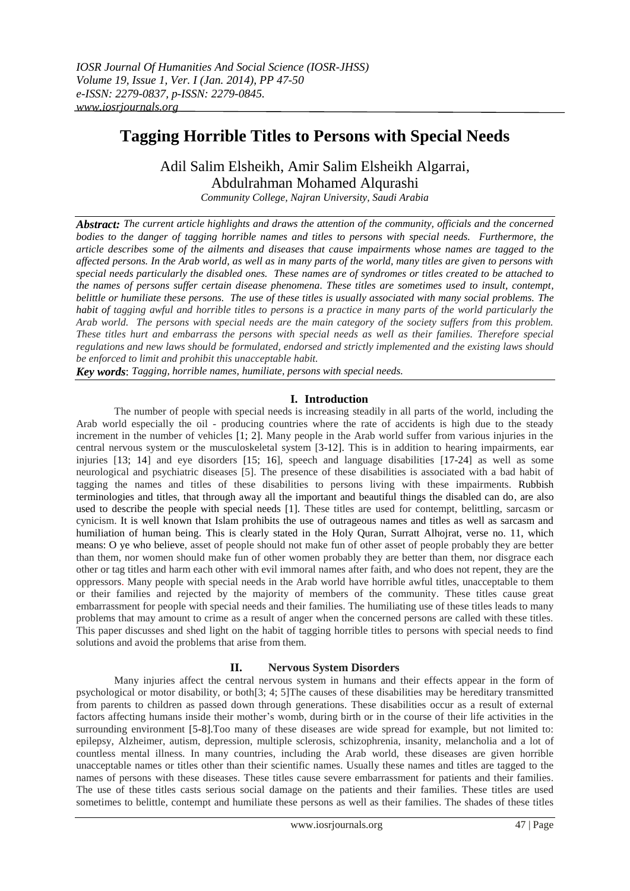# Tagging Horrible Titles to Persons with Special Needs

Adil Salim Elsheikh, Amir Salim Elsheikh Algarrai, Abdulrahman Mohamed Alqurashi

*Community College, Najran University, Saudi Arabia*

***Abstract:*** *The current article highlights and draws the attention of the community, officials and the concerned bodies to the danger of tagging horrible names and titles to persons with special needs. Furthermore, the article describes some of the ailments and diseases that cause impairments whose names are tagged to the affected persons. In the Arab world, as well as in many parts of the world, many titles are given to persons with special needs particularly the disabled ones. These names are of syndromes or titles created to be attached to the names of persons suffer certain disease phenomena. These titles are sometimes used to insult, contempt, belittle or humiliate these persons. The use of these titles is usually associated with many social problems. The habit of tagging awful and horrible titles to persons is a practice in many parts of the world particularly the Arab world. The persons with special needs are the main category of the society suffers from this problem. These titles hurt and embarrass the persons with special needs as well as their families. Therefore special regulations and new laws should be formulated, endorsed and strictly implemented and the existing laws should be enforced to limit and prohibit this unacceptable habit.*

***Key words***: *Tagging, horrible names, humiliate, persons with special needs.*

## I. Introduction

The number of people with special needs is increasing steadily in all parts of the world, including the Arab world especially the oil - producing countries where the rate of accidents is high due to the steady increment in the number of vehicles [1; 2]. Many people in the Arab world suffer from various injuries in the central nervous system or the musculoskeletal system [3-12]. This is in addition to hearing impairments, ear injuries [13; 14] and eye disorders [15; 16], speech and language disabilities [17-24] as well as some neurological and psychiatric diseases [5]. The presence of these disabilities is associated with a bad habit of tagging the names and titles of these disabilities to persons living with these impairments. Rubbish terminologies and titles, that through away all the important and beautiful things the disabled can do, are also used to describe the people with special needs [1]. These titles are used for contempt, belittling, sarcasm or cynicism. It is well known that Islam prohibits the use of outrageous names and titles as well as sarcasm and humiliation of human being. This is clearly stated in the Holy Quran, Surratt Alhojrat, verse no. 11, which means: O ye who believe, asset of people should not make fun of other asset of people probably they are better than them, nor women should make fun of other women probably they are better than them, nor disgrace each other or tag titles and harm each other with evil immoral names after faith, and who does not repent, they are the oppressors. Many people with special needs in the Arab world have horrible awful titles, unacceptable to them or their families and rejected by the majority of members of the community. These titles cause great embarrassment for people with special needs and their families. The humiliating use of these titles leads to many problems that may amount to crime as a result of anger when the concerned persons are called with these titles. This paper discusses and shed light on the habit of tagging horrible titles to persons with special needs to find solutions and avoid the problems that arise from them.

## II. Nervous System Disorders

Many injuries affect the central nervous system in humans and their effects appear in the form of psychological or motor disability, or both[3; 4; 5]The causes of these disabilities may be hereditary transmitted from parents to children as passed down through generations. These disabilities occur as a result of external factors affecting humans inside their mother's womb, during birth or in the course of their life activities in the surrounding environment [5-8].Too many of these diseases are wide spread for example, but not limited to: epilepsy, Alzheimer, autism, depression, multiple sclerosis, schizophrenia, insanity, melancholia and a lot of countless mental illness. In many countries, including the Arab world, these diseases are given horrible unacceptable names or titles other than their scientific names. Usually these names and titles are tagged to the names of persons with these diseases. These titles cause severe embarrassment for patients and their families. The use of these titles casts serious social damage on the patients and their families. These titles are used sometimes to belittle, contempt and humiliate these persons as well as their families. The shades of these titles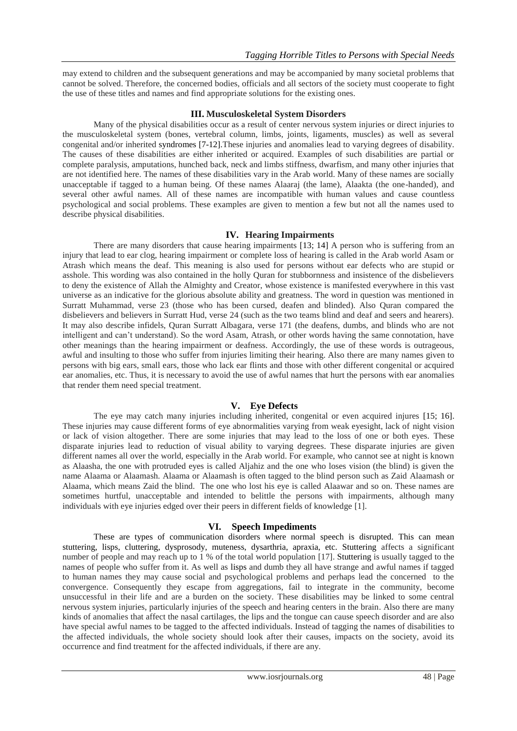may extend to children and the subsequent generations and may be accompanied by many societal problems that cannot be solved. Therefore, the concerned bodies, officials and all sectors of the society must cooperate to fight the use of these titles and names and find appropriate solutions for the existing ones.

## III. Musculoskeletal System Disorders

Many of the physical disabilities occur as a result of center nervous system injuries or direct injuries to the musculoskeletal system (bones, vertebral column, limbs, joints, ligaments, muscles) as well as several congenital and/or inherited syndromes [7-12].These injuries and anomalies lead to varying degrees of disability. The causes of these disabilities are either inherited or acquired. Examples of such disabilities are partial or complete paralysis, amputations, hunched back, neck and limbs stiffness, dwarfism, and many other injuries that are not identified here. The names of these disabilities vary in the Arab world. Many of these names are socially unacceptable if tagged to a human being. Of these names Alaaraj (the lame), Alaakta (the one-handed), and several other awful names. All of these names are incompatible with human values and cause countless psychological and social problems. These examples are given to mention a few but not all the names used to describe physical disabilities.

## IV. Hearing Impairments

There are many disorders that cause hearing impairments [13; 14] A person who is suffering from an injury that lead to ear clog, hearing impairment or complete loss of hearing is called in the Arab world Asam or Atrash which means the deaf. This meaning is also used for persons without ear defects who are stupid or asshole. This wording was also contained in the holly Quran for stubbornness and insistence of the disbelievers to deny the existence of Allah the Almighty and Creator, whose existence is manifested everywhere in this vast universe as an indicative for the glorious absolute ability and greatness. The word in question was mentioned in Surratt Muhammad, verse 23 (those who has been cursed, deafen and blinded). Also Quran compared the disbelievers and believers in Surratt Hud, verse 24 (such as the two teams blind and deaf and seers and hearers). It may also describe infidels, Quran Surratt Albagara, verse 171 (the deafens, dumbs, and blinds who are not intelligent and can't understand). So the word Asam, Atrash, or other words having the same connotation, have other meanings than the hearing impairment or deafness. Accordingly, the use of these words is outrageous, awful and insulting to those who suffer from injuries limiting their hearing. Also there are many names given to persons with big ears, small ears, those who lack ear flints and those with other different congenital or acquired ear anomalies, etc. Thus, it is necessary to avoid the use of awful names that hurt the persons with ear anomalies that render them need special treatment.

## V. Eye Defects

The eye may catch many injuries including inherited, congenital or even acquired injures [15; 16]. These injuries may cause different forms of eye abnormalities varying from weak eyesight, lack of night vision or lack of vision altogether. There are some injuries that may lead to the loss of one or both eyes. These disparate injuries lead to reduction of visual ability to varying degrees. These disparate injuries are given different names all over the world, especially in the Arab world. For example, who cannot see at night is known as Alaasha, the one with protruded eyes is called Aljahiz and the one who loses vision (the blind) is given the name Alaama or Alaamash. Alaama or Alaamash is often tagged to the blind person such as Zaid Alaamash or Alaama, which means Zaid the blind. The one who lost his eye is called Alaawar and so on. These names are sometimes hurtful, unacceptable and intended to belittle the persons with impairments, although many individuals with eye injuries edged over their peers in different fields of knowledge [1].

## VI. Speech Impediments

These are types of communication disorders where normal speech is disrupted. This can mean stuttering, lisps, cluttering, dysprosody, muteness, dysarthria, apraxia, etc. Stuttering affects a significant number of people and may reach up to 1 % of the total world population [17]. Stuttering is usually tagged to the names of people who suffer from it. As well as lisps and dumb they all have strange and awful names if tagged to human names they may cause social and psychological problems and perhaps lead the concerned to the convergence. Consequently they escape from aggregations, fail to integrate in the community, become unsuccessful in their life and are a burden on the society. These disabilities may be linked to some central nervous system injuries, particularly injuries of the speech and hearing centers in the brain. Also there are many kinds of anomalies that affect the nasal cartilages, the lips and the tongue can cause speech disorder and are also have special awful names to be tagged to the affected individuals. Instead of tagging the names of disabilities to the affected individuals, the whole society should look after their causes, impacts on the society, avoid its occurrence and find treatment for the affected individuals, if there are any.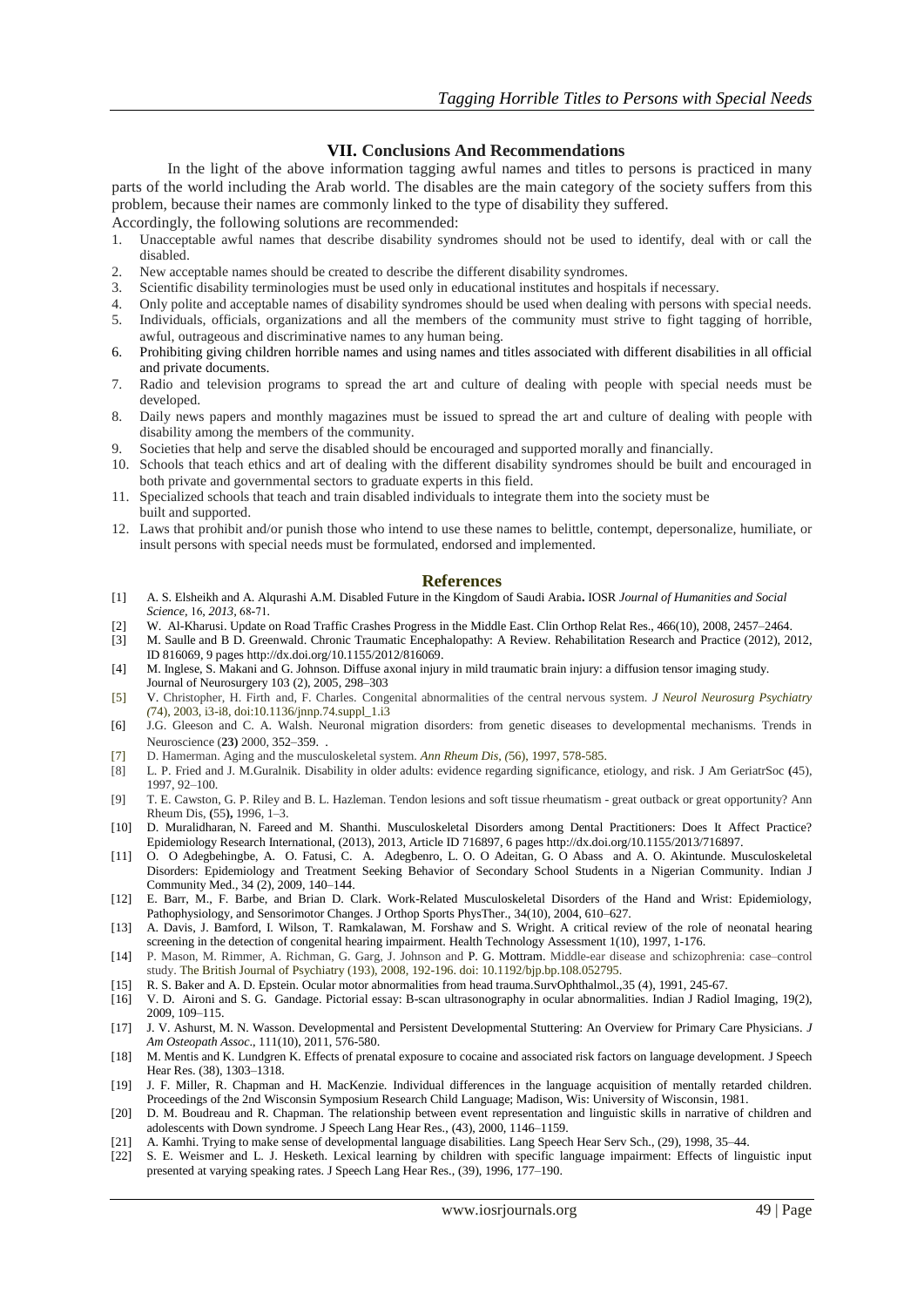## VII. Conclusions And Recommendations

In the light of the above information tagging awful names and titles to persons is practiced in many parts of the world including the Arab world. The disables are the main category of the society suffers from this problem, because their names are commonly linked to the type of disability they suffered.

Accordingly, the following solutions are recommended:

1. Unacceptable awful names that describe disability syndromes should not be used to identify, deal with or call the disabled.
2. New acceptable names should be created to describe the different disability syndromes.
3. Scientific disability terminologies must be used only in educational institutes and hospitals if necessary.
4. Only polite and acceptable names of disability syndromes should be used when dealing with persons with special needs.
5. Individuals, officials, organizations and all the members of the community must strive to fight tagging of horrible, awful, outrageous and discriminative names to any human being.
6. Prohibiting giving children horrible names and using names and titles associated with different disabilities in all official and private documents.
7. Radio and television programs to spread the art and culture of dealing with people with special needs must be developed.
8. Daily news papers and monthly magazines must be issued to spread the art and culture of dealing with people with disability among the members of the community.
9. Societies that help and serve the disabled should be encouraged and supported morally and financially.
10. Schools that teach ethics and art of dealing with the different disability syndromes should be built and encouraged in both private and governmental sectors to graduate experts in this field.
11. Specialized schools that teach and train disabled individuals to integrate them into the society must be built and supported.
12. Laws that prohibit and/or punish those who intend to use these names to belittle, contempt, depersonalize, humiliate, or insult persons with special needs must be formulated, endorsed and implemented.

## References

[1] A. S. Elsheikh and A. Alqurashi A.M. Disabled Future in the Kingdom of Saudi Arabia**.** IOSR *Journal of Humanities and Social Science,* 16*, 2013,* 68-71.

[2] W. Al-Kharusi. Update on Road Traffic Crashes Progress in the Middle East. Clin Orthop Relat Res., 466(10), 2008, 2457–2464.

[3] M. Saulle and B D. Greenwald. Chronic Traumatic Encephalopathy: A Review. Rehabilitation Research and Practice (2012), 2012, ID 816069, 9 pages http://dx.doi.org/10.1155/2012/816069.

[4] M. Inglese, S. Makani and G. Johnson. Diffuse axonal injury in mild traumatic brain injury: a diffusion tensor imaging study. Journal of Neurosurgery 103 (2), 2005, 298–303

[5] V. Christopher, H. Firth and, F. Charles. Congenital abnormalities of the central nervous system. *J Neurol Neurosurg Psychiatry (*74), 2003, i3-i8, doi:10.1136/jnnp.74.suppl_1.i3

[6] J.G. Gleeson and C. A. Walsh. Neuronal migration disorders: from genetic diseases to developmental mechanisms. Trends in Neuroscience (**23)** 2000, 352–359. .

[7] D. Hamerman. Aging and the musculoskeletal system. *Ann Rheum Dis, (*56), 1997, 578-585.

[8] L. P. Fried and J. M.Guralnik. Disability in older adults: evidence regarding significance, etiology, and risk. J Am GeriatrSoc **(**45), 1997, 92–100.

[9] T. E. Cawston, G. P. Riley and B. L. Hazleman. Tendon lesions and soft tissue rheumatism - great outback or great opportunity? Ann Rheum Dis, **(**55**),** 1996, 1–3.

[10] D. Muralidharan, N. Fareed and M. Shanthi. Musculoskeletal Disorders among Dental Practitioners: Does It Affect Practice? Epidemiology Research International, (2013), 2013, Article ID 716897, 6 pages http://dx.doi.org/10.1155/2013/716897.

[11] O. O Adegbehingbe, A. O. Fatusi, C. A. Adegbenro, L. O. O Adeitan, G. O Abass and A. O. Akintunde. Musculoskeletal Disorders: Epidemiology and Treatment Seeking Behavior of Secondary School Students in a Nigerian Community. Indian J Community Med., 34 (2), 2009, 140–144.

[12] E. Barr, M., F. Barbe, and Brian D. Clark. Work-Related Musculoskeletal Disorders of the Hand and Wrist: Epidemiology, Pathophysiology, and Sensorimotor Changes. J Orthop Sports PhysTher., 34(10), 2004, 610–627.

[13] A. Davis, J. Bamford, I. Wilson, T. Ramkalawan, M. Forshaw and S. Wright. A critical review of the role of neonatal hearing screening in the detection of congenital hearing impairment. Health Technology Assessment 1(10), 1997, 1-176.

[14] P. Mason, M. Rimmer, A. Richman, G. Garg, J. Johnson and P. G. Mottram. Middle-ear disease and schizophrenia: case–control study. The British Journal of Psychiatry (193), 2008, 192-196. doi: 10.1192/bjp.bp.108.052795.

[15] R. S. Baker and A. D. Epstein. Ocular motor abnormalities from head trauma.SurvOphthalmol.,35 (4), 1991, 245-67.

[16] V. D. Aironi and S. G. Gandage. Pictorial essay: B-scan ultrasonography in ocular abnormalities. Indian J Radiol Imaging, 19(2), 2009, 109–115.

[17] J. V. Ashurst, M. N. Wasson. Developmental and Persistent Developmental Stuttering: An Overview for Primary Care Physicians. *J Am Osteopath Assoc*., 111(10), 2011, 576-580.

[18] M. Mentis and K. Lundgren K. Effects of prenatal exposure to cocaine and associated risk factors on language development. J Speech Hear Res. (38), 1303–1318.

[19] J. F. Miller, R. Chapman and H. MacKenzie. Individual differences in the language acquisition of mentally retarded children. Proceedings of the 2nd Wisconsin Symposium Research Child Language; Madison, Wis: University of Wisconsin, 1981.

[20] D. M. Boudreau and R. Chapman. The relationship between event representation and linguistic skills in narrative of children and adolescents with Down syndrome. J Speech Lang Hear Res., (43), 2000, 1146–1159.

[21] A. Kamhi. Trying to make sense of developmental language disabilities. Lang Speech Hear Serv Sch., (29), 1998, 35–44.

[22] S. E. Weismer and L. J. Hesketh. Lexical learning by children with specific language impairment: Effects of linguistic input presented at varying speaking rates. J Speech Lang Hear Res., (39), 1996, 177–190.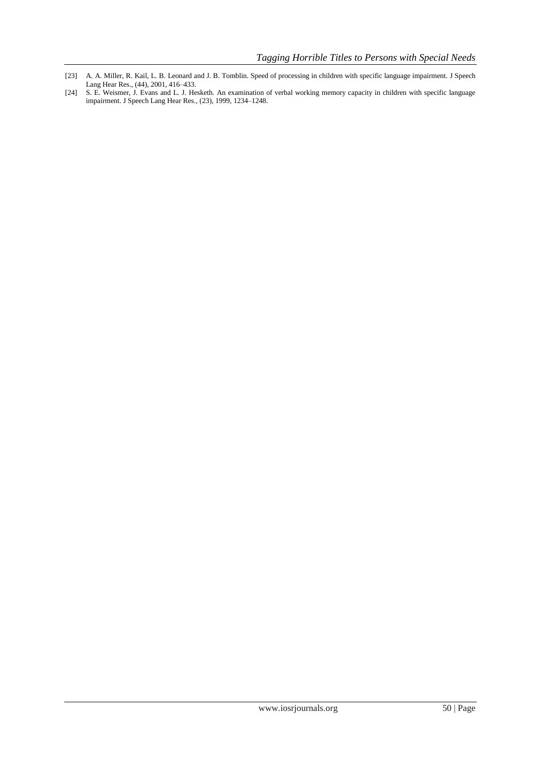[23] A. A. Miller, R. Kail, L. B. Leonard and J. B. Tomblin. Speed of processing in children with specific language impairment. J Speech Lang Hear Res., (44), 2001, 416–433.

[24] S. E. Weismer, J. Evans and L. J. Hesketh. An examination of verbal working memory capacity in children with specific language impairment. J Speech Lang Hear Res., (23), 1999, 1234–1248.